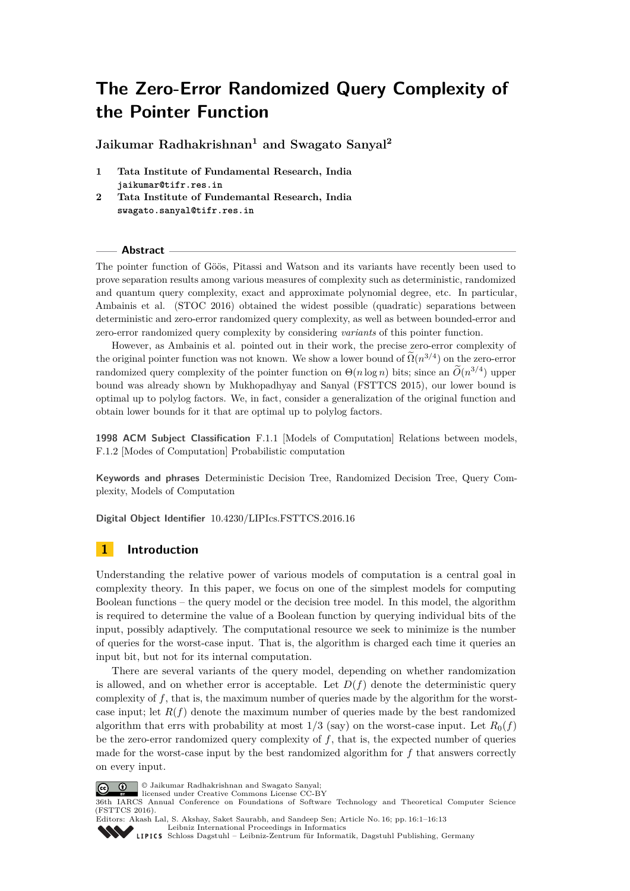# The Zero-Error Randomized Query Complexity of the Pointer Function

**Jaikumar Radhakrishnan[1] and Swagato Sanyal[2]**

1. **Tata Institute of Fundamental Research, India**
   `jaikumar@tifr.res.in`
2. **Tata Institute of Fundemantal Research, India**
   `swagato.sanyal@tifr.res.in`

## Abstract

The pointer function of Göös, Pitassi and Watson and its variants have recently been used to prove separation results among various measures of complexity such as deterministic, randomized and quantum query complexity, exact and approximate polynomial degree, etc. In particular, Ambainis et al. (STOC 2016) obtained the widest possible (quadratic) separations between deterministic and zero-error randomized query complexity, as well as between bounded-error and zero-error randomized query complexity by considering *variants* of this pointer function.

However, as Ambainis et al. pointed out in their work, the precise zero-error complexity of the original pointer function was not known. We show a lower bound of $\widetilde{\Omega}(n^{3/4})$ on the zero-error randomized query complexity of the pointer function on $\Theta(n \log n)$ bits; since an $\widetilde{O}(n^{3/4})$ upper bound was already shown by Mukhopadhyay and Sanyal (FSTTCS 2015), our lower bound is optimal up to polylog factors. We, in fact, consider a generalization of the original function and obtain lower bounds for it that are optimal up to polylog factors.

**1998 ACM Subject Classification** F.1.1 [Models of Computation] Relations between models, F.1.2 [Modes of Computation] Probabilistic computation

**Keywords and phrases** Deterministic Decision Tree, Randomized Decision Tree, Query Complexity, Models of Computation

**Digital Object Identifier** 10.4230/LIPIcs.FSTTCS.2016.16

## 1 Introduction

Understanding the relative power of various models of computation is a central goal in complexity theory. In this paper, we focus on one of the simplest models for computing Boolean functions – the query model or the decision tree model. In this model, the algorithm is required to determine the value of a Boolean function by querying individual bits of the input, possibly adaptively. The computational resource we seek to minimize is the number of queries for the worst-case input. That is, the algorithm is charged each time it queries an input bit, but not for its internal computation.

There are several variants of the query model, depending on whether randomization is allowed, and on whether error is acceptable. Let $D(f)$ denote the deterministic query complexity of $f$, that is, the maximum number of queries made by the algorithm for the worst-case input; let $R(f)$ denote the maximum number of queries made by the best randomized algorithm that errs with probability at most $1/3$ (say) on the worst-case input. Let $R_0(f)$ be the zero-error randomized query complexity of $f$, that is, the expected number of queries made for the worst-case input by the best randomized algorithm for $f$ that answers correctly on every input.

© Jaikumar Radhakrishnan and Swagato Sanyal;
licensed under Creative Commons License CC-BY
36th IARCS Annual Conference on Foundations of Software Technology and Theoretical Computer Science (FSTTCS 2016).
Editors: Akash Lal, S. Akshay, Saket Saurabh, and Sandeep Sen; Article No. 16; pp. 16:1–16:13
Leibniz International Proceedings in Informatics
Schloss Dagstuhl – Leibniz-Zentrum für Informatik, Dagstuhl Publishing, Germany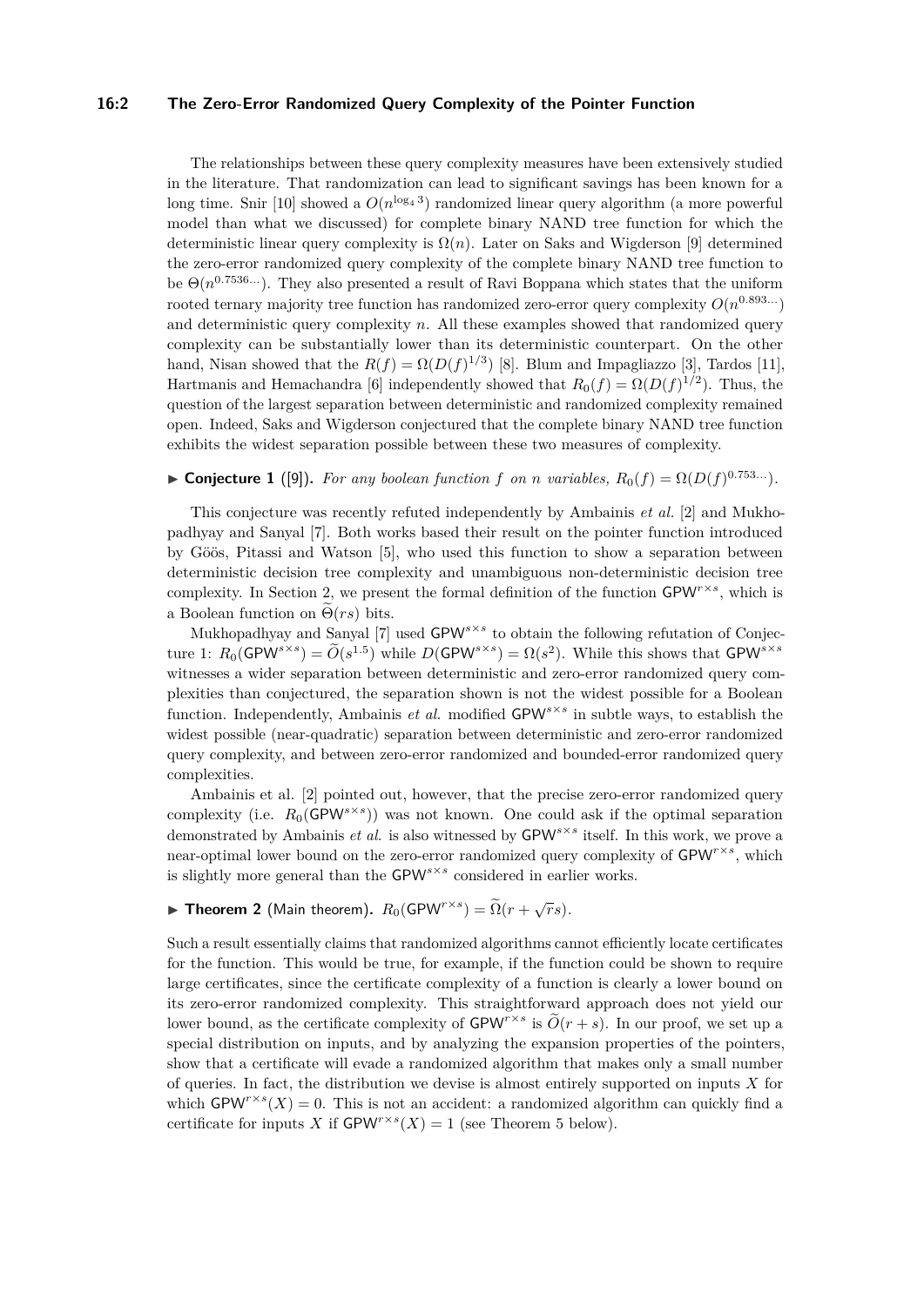The relationships between these query complexity measures have been extensively studied in the literature. That randomization can lead to significant savings has been known for a long time. Snir [10] showed a $O(n^{\log_4 3})$ randomized linear query algorithm (a more powerful model than what we discussed) for complete binary NAND tree function for which the deterministic linear query complexity is $\Omega(n)$. Later on Saks and Wigderson [9] determined the zero-error randomized query complexity of the complete binary NAND tree function to be $\Theta(n^{0.7536\ldots})$. They also presented a result of Ravi Boppana which states that the uniform rooted ternary majority tree function has randomized zero-error query complexity $O(n^{0.893\ldots})$ and deterministic query complexity $n$. All these examples showed that randomized query complexity can be substantially lower than its deterministic counterpart. On the other hand, Nisan showed that the $R(f) = \Omega(D(f)^{1/3})$ [8]. Blum and Impagliazzo [3], Tardos [11], Hartmanis and Hemachandra [6] independently showed that $R_0(f) = \Omega(D(f)^{1/2})$. Thus, the question of the largest separation between deterministic and randomized complexity remained open. Indeed, Saks and Wigderson conjectured that the complete binary NAND tree function exhibits the widest separation possible between these two measures of complexity.

▶ **Conjecture 1** ([9]). *For any boolean function $f$ on $n$ variables, $R_0(f) = \Omega(D(f)^{0.753\ldots})$.*

This conjecture was recently refuted independently by Ambainis *et al.* [2] and Mukhopadhyay and Sanyal [7]. Both works based their result on the pointer function introduced by Göös, Pitassi and Watson [5], who used this function to show a separation between deterministic decision tree complexity and unambiguous non-deterministic decision tree complexity. In Section 2, we present the formal definition of the function $\mathsf{GPW}^{r\times s}$, which is a Boolean function on $\widetilde{\Theta}(rs)$ bits.

Mukhopadhyay and Sanyal [7] used $\mathsf{GPW}^{s\times s}$ to obtain the following refutation of Conjecture 1: $R_0(\mathsf{GPW}^{s\times s}) = \widetilde{O}(s^{1.5})$ while $D(\mathsf{GPW}^{s\times s}) = \Omega(s^2)$. While this shows that $\mathsf{GPW}^{s\times s}$ witnesses a wider separation between deterministic and zero-error randomized query complexities than conjectured, the separation shown is not the widest possible for a Boolean function. Independently, Ambainis *et al.* modified $\mathsf{GPW}^{s\times s}$ in subtle ways, to establish the widest possible (near-quadratic) separation between deterministic and zero-error randomized query complexity, and between zero-error randomized and bounded-error randomized query complexities.

Ambainis et al. [2] pointed out, however, that the precise zero-error randomized query complexity (i.e. $R_0(\mathsf{GPW}^{s\times s})$) was not known. One could ask if the optimal separation demonstrated by Ambainis *et al.* is also witnessed by $\mathsf{GPW}^{s\times s}$ itself. In this work, we prove a near-optimal lower bound on the zero-error randomized query complexity of $\mathsf{GPW}^{r\times s}$, which is slightly more general than the $\mathsf{GPW}^{s\times s}$ considered in earlier works.

▶ **Theorem 2** (Main theorem). $R_0(\mathsf{GPW}^{r\times s}) = \widetilde{\Omega}(r + \sqrt{r}s)$.

Such a result essentially claims that randomized algorithms cannot efficiently locate certificates for the function. This would be true, for example, if the function could be shown to require large certificates, since the certificate complexity of a function is clearly a lower bound on its zero-error randomized complexity. This straightforward approach does not yield our lower bound, as the certificate complexity of $\mathsf{GPW}^{r\times s}$ is $\widetilde{O}(r + s)$. In our proof, we set up a special distribution on inputs, and by analyzing the expansion properties of the pointers, show that a certificate will evade a randomized algorithm that makes only a small number of queries. In fact, the distribution we devise is almost entirely supported on inputs $X$ for which $\mathsf{GPW}^{r\times s}(X) = 0$. This is not an accident: a randomized algorithm can quickly find a certificate for inputs $X$ if $\mathsf{GPW}^{r\times s}(X) = 1$ (see Theorem 5 below).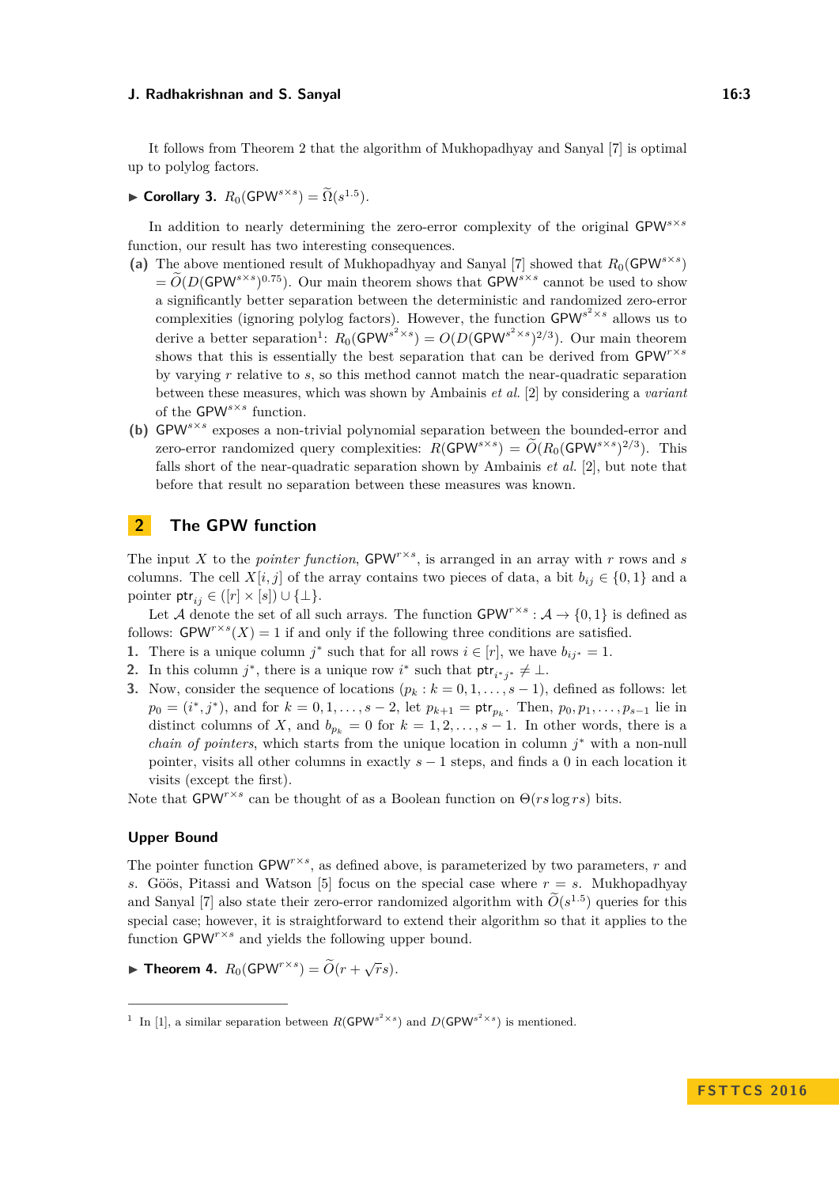It follows from Theorem 2 that the algorithm of Mukhopadhyay and Sanyal [7] is optimal up to polylog factors.

▶ **Corollary 3.** $R_0(\mathsf{GPW}^{s\times s}) = \widetilde{\Omega}(s^{1.5})$.

In addition to nearly determining the zero-error complexity of the original $\mathsf{GPW}^{s\times s}$ function, our result has two interesting consequences.

**(a)** The above mentioned result of Mukhopadhyay and Sanyal [7] showed that $R_0(\mathsf{GPW}^{s\times s}) = \widetilde{O}(D(\mathsf{GPW}^{s\times s})^{0.75})$. Our main theorem shows that $\mathsf{GPW}^{s\times s}$ cannot be used to show a significantly better separation between the deterministic and randomized zero-error complexities (ignoring polylog factors). However, the function $\mathsf{GPW}^{s^2\times s}$ allows us to derive a better separation[1]: $R_0(\mathsf{GPW}^{s^2\times s}) = O(D(\mathsf{GPW}^{s^2\times s})^{2/3})$. Our main theorem shows that this is essentially the best separation that can be derived from $\mathsf{GPW}^{r\times s}$ by varying $r$ relative to $s$, so this method cannot match the near-quadratic separation between these measures, which was shown by Ambainis *et al.* [2] by considering a *variant* of the $\mathsf{GPW}^{s\times s}$ function.

**(b)** $\mathsf{GPW}^{s\times s}$ exposes a non-trivial polynomial separation between the bounded-error and zero-error randomized query complexities: $R(\mathsf{GPW}^{s\times s}) = \widetilde{O}(R_0(\mathsf{GPW}^{s\times s})^{2/3})$. This falls short of the near-quadratic separation shown by Ambainis *et al.* [2], but note that before that result no separation between these measures was known.

## 2 The GPW function

The input $X$ to the *pointer function*, $\mathsf{GPW}^{r\times s}$, is arranged in an array with $r$ rows and $s$ columns. The cell $X[i,j]$ of the array contains two pieces of data, a bit $b_{ij} \in \{0,1\}$ and a pointer $\mathsf{ptr}_{ij} \in ([r]\times[s]) \cup \{\perp\}$.

Let $\mathcal{A}$ denote the set of all such arrays. The function $\mathsf{GPW}^{r\times s} : \mathcal{A} \to \{0,1\}$ is defined as follows: $\mathsf{GPW}^{r\times s}(X) = 1$ if and only if the following three conditions are satisfied.

1. There is a unique column $j^*$ such that for all rows $i \in [r]$, we have $b_{ij^*} = 1$.
2. In this column $j^*$, there is a unique row $i^*$ such that $\mathsf{ptr}_{i^*j^*} \neq \perp$.
3. Now, consider the sequence of locations $(p_k : k = 0,1,\ldots,s-1)$, defined as follows: let $p_0 = (i^*, j^*)$, and for $k = 0,1,\ldots,s-2$, let $p_{k+1} = \mathsf{ptr}_{p_k}$. Then, $p_0, p_1, \ldots, p_{s-1}$ lie in distinct columns of $X$, and $b_{p_k} = 0$ for $k = 1,2,\ldots,s-1$. In other words, there is a *chain of pointers*, which starts from the unique location in column $j^*$ with a non-null pointer, visits all other columns in exactly $s-1$ steps, and finds a 0 in each location it visits (except the first).

Note that $\mathsf{GPW}^{r\times s}$ can be thought of as a Boolean function on $\Theta(rs\log rs)$ bits.

### Upper Bound

The pointer function $\mathsf{GPW}^{r\times s}$, as defined above, is parameterized by two parameters, $r$ and $s$. Göös, Pitassi and Watson [5] focus on the special case where $r = s$. Mukhopadhyay and Sanyal [7] also state their zero-error randomized algorithm with $\widetilde{O}(s^{1.5})$ queries for this special case; however, it is straightforward to extend their algorithm so that it applies to the function $\mathsf{GPW}^{r\times s}$ and yields the following upper bound.

▶ **Theorem 4.** $R_0(\mathsf{GPW}^{r\times s}) = \widetilde{O}(r + \sqrt{r}s)$.

---

[1] In [1], a similar separation between $R(\mathsf{GPW}^{s^2\times s})$ and $D(\mathsf{GPW}^{s^2\times s})$ is mentioned.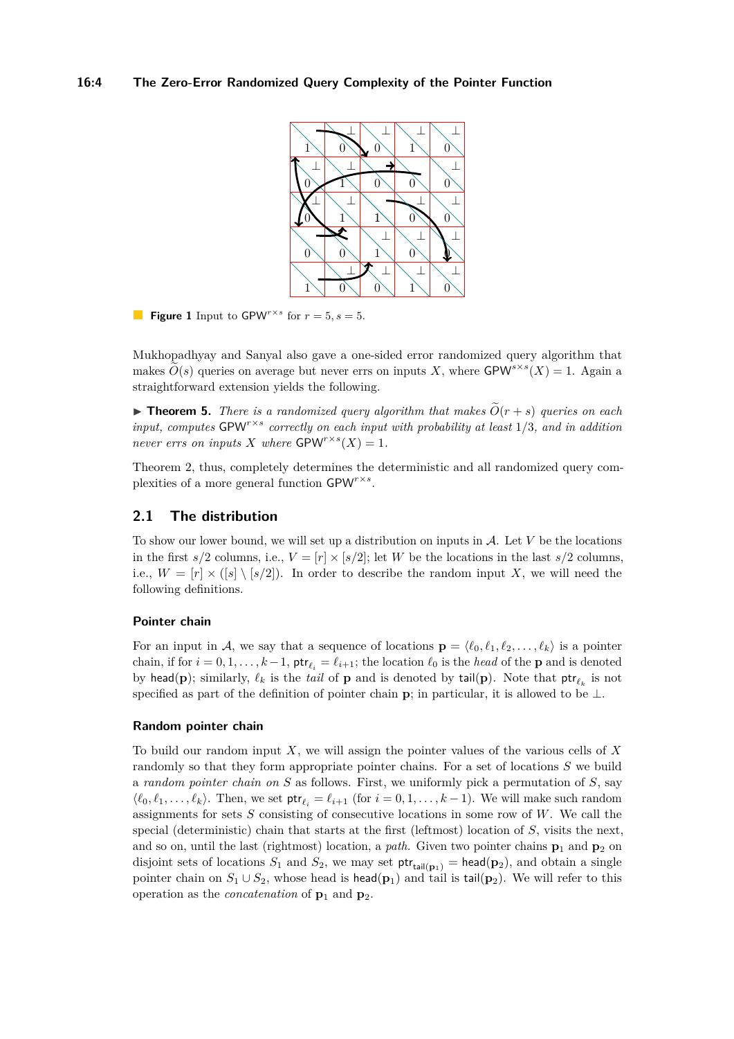**Figure 1** Input to $\mathsf{GPW}^{r\times s}$ for $r = 5, s = 5$.

Mukhopadhyay and Sanyal also gave a one-sided error randomized query algorithm that makes $\widetilde{O}(s)$ queries on average but never errs on inputs $X$, where $\mathsf{GPW}^{s\times s}(X) = 1$. Again a straightforward extension yields the following.

▶ **Theorem 5.** *There is a randomized query algorithm that makes $\widetilde{O}(r+s)$ queries on each input, computes $\mathsf{GPW}^{r\times s}$ correctly on each input with probability at least $1/3$, and in addition never errs on inputs $X$ where $\mathsf{GPW}^{r\times s}(X) = 1$.*

Theorem 2, thus, completely determines the deterministic and all randomized query complexities of a more general function $\mathsf{GPW}^{r\times s}$.

## 2.1 The distribution

To show our lower bound, we will set up a distribution on inputs in $\mathcal{A}$. Let $V$ be the locations in the first $s/2$ columns, i.e., $V = [r] \times [s/2]$; let $W$ be the locations in the last $s/2$ columns, i.e., $W = [r] \times ([s] \setminus [s/2])$. In order to describe the random input $X$, we will need the following definitions.

### Pointer chain

For an input in $\mathcal{A}$, we say that a sequence of locations $\mathbf{p} = \langle \ell_0, \ell_1, \ell_2, \ldots, \ell_k \rangle$ is a pointer chain, if for $i = 0, 1, \ldots, k-1$, $\mathsf{ptr}_{\ell_i} = \ell_{i+1}$; the location $\ell_0$ is the *head* of the $\mathbf{p}$ and is denoted by $\mathsf{head}(\mathbf{p})$; similarly, $\ell_k$ is the *tail* of $\mathbf{p}$ and is denoted by $\mathsf{tail}(\mathbf{p})$. Note that $\mathsf{ptr}_{\ell_k}$ is not specified as part of the definition of pointer chain $\mathbf{p}$; in particular, it is allowed to be $\perp$.

### Random pointer chain

To build our random input $X$, we will assign the pointer values of the various cells of $X$ randomly so that they form appropriate pointer chains. For a set of locations $S$ we build a *random pointer chain on* $S$ as follows. First, we uniformly pick a permutation of $S$, say $\langle \ell_0, \ell_1, \ldots, \ell_k \rangle$. Then, we set $\mathsf{ptr}_{\ell_i} = \ell_{i+1}$ (for $i = 0, 1, \ldots, k-1$). We will make such random assignments for sets $S$ consisting of consecutive locations in some row of $W$. We call the special (deterministic) chain that starts at the first (leftmost) location of $S$, visits the next, and so on, until the last (rightmost) location, a *path*. Given two pointer chains $\mathbf{p}_1$ and $\mathbf{p}_2$ on disjoint sets of locations $S_1$ and $S_2$, we may set $\mathsf{ptr}_{\mathsf{tail}(\mathbf{p}_1)} = \mathsf{head}(\mathbf{p}_2)$, and obtain a single pointer chain on $S_1 \cup S_2$, whose head is $\mathsf{head}(\mathbf{p}_1)$ and tail is $\mathsf{tail}(\mathbf{p}_2)$. We will refer to this operation as the *concatenation* of $\mathbf{p}_1$ and $\mathbf{p}_2$.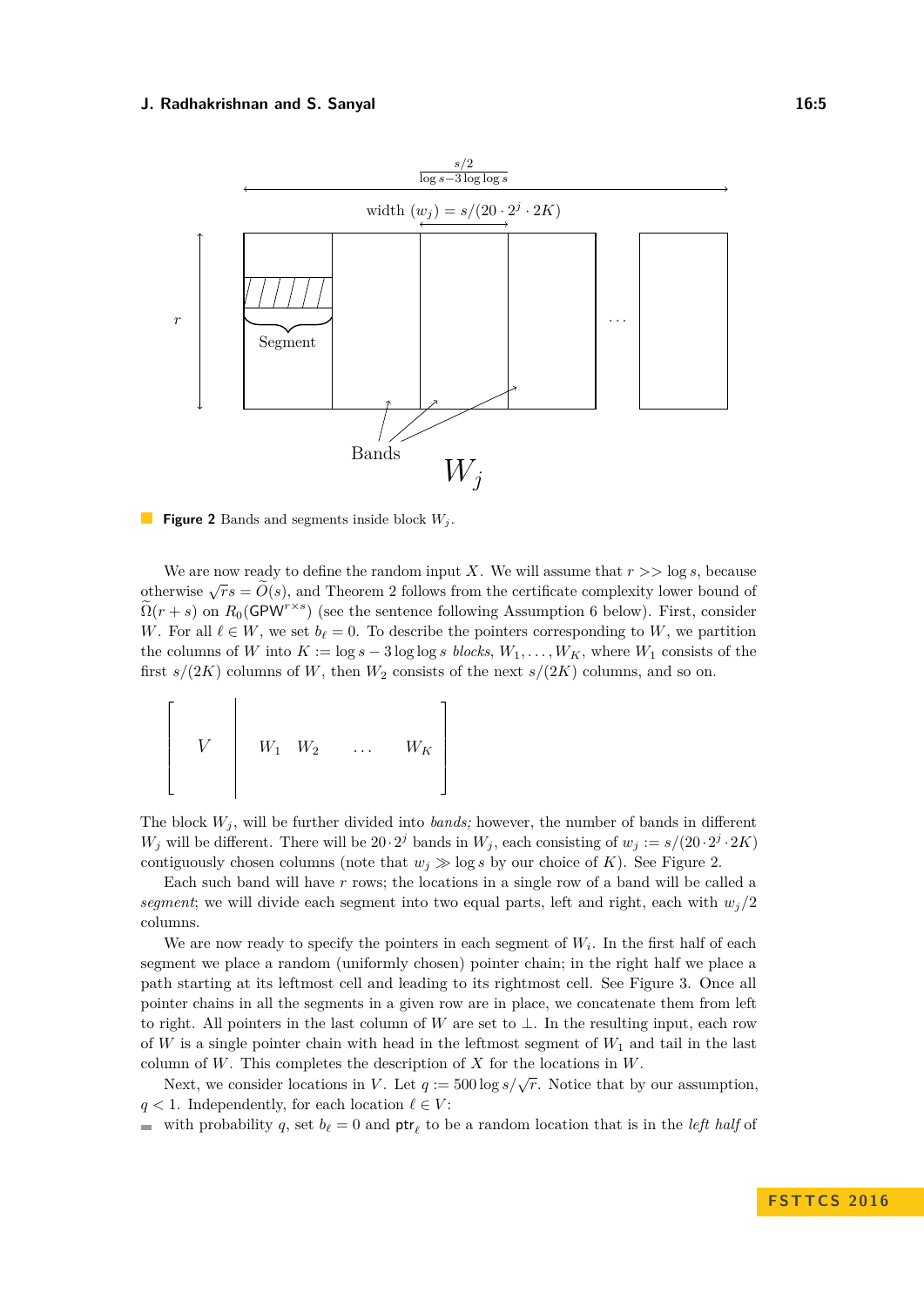**Figure 2** Bands and segments inside block $W_j$.

We are now ready to define the random input $X$. We will assume that $r >> \log s$, because otherwise $\sqrt{r}s = \widetilde{O}(s)$, and Theorem 2 follows from the certificate complexity lower bound of $\widetilde{\Omega}(r+s)$ on $R_0(\mathsf{GPW}^{r\times s})$ (see the sentence following Assumption 6 below). First, consider $W$. For all $\ell \in W$, we set $b_\ell = 0$. To describe the pointers corresponding to $W$, we partition the columns of $W$ into $K := \log s - 3\log\log s$ *blocks*, $W_1, \ldots, W_K$, where $W_1$ consists of the first $s/(2K)$ columns of $W$, then $W_2$ consists of the next $s/(2K)$ columns, and so on.

$$\left[\begin{array}{c|ccccc} V & W_1 & W_2 & & \ldots & W_K \end{array}\right]$$

The block $W_j$, will be further divided into *bands;* however, the number of bands in different $W_j$ will be different. There will be $20 \cdot 2^j$ bands in $W_j$, each consisting of $w_j := s/(20\cdot 2^j \cdot 2K)$ contiguously chosen columns (note that $w_j \gg \log s$ by our choice of $K$). See Figure 2.

Each such band will have $r$ rows; the locations in a single row of a band will be called a *segment*; we will divide each segment into two equal parts, left and right, each with $w_j/2$ columns.

We are now ready to specify the pointers in each segment of $W_i$. In the first half of each segment we place a random (uniformly chosen) pointer chain; in the right half we place a path starting at its leftmost cell and leading to its rightmost cell. See Figure 3. Once all pointer chains in all the segments in a given row are in place, we concatenate them from left to right. All pointers in the last column of $W$ are set to $\perp$. In the resulting input, each row of $W$ is a single pointer chain with head in the leftmost segment of $W_1$ and tail in the last column of $W$. This completes the description of $X$ for the locations in $W$.

Next, we consider locations in $V$. Let $q := 500\log s/\sqrt{r}$. Notice that by our assumption, $q < 1$. Independently, for each location $\ell \in V$:

- with probability $q$, set $b_\ell = 0$ and $\mathsf{ptr}_\ell$ to be a random location that is in the *left half* of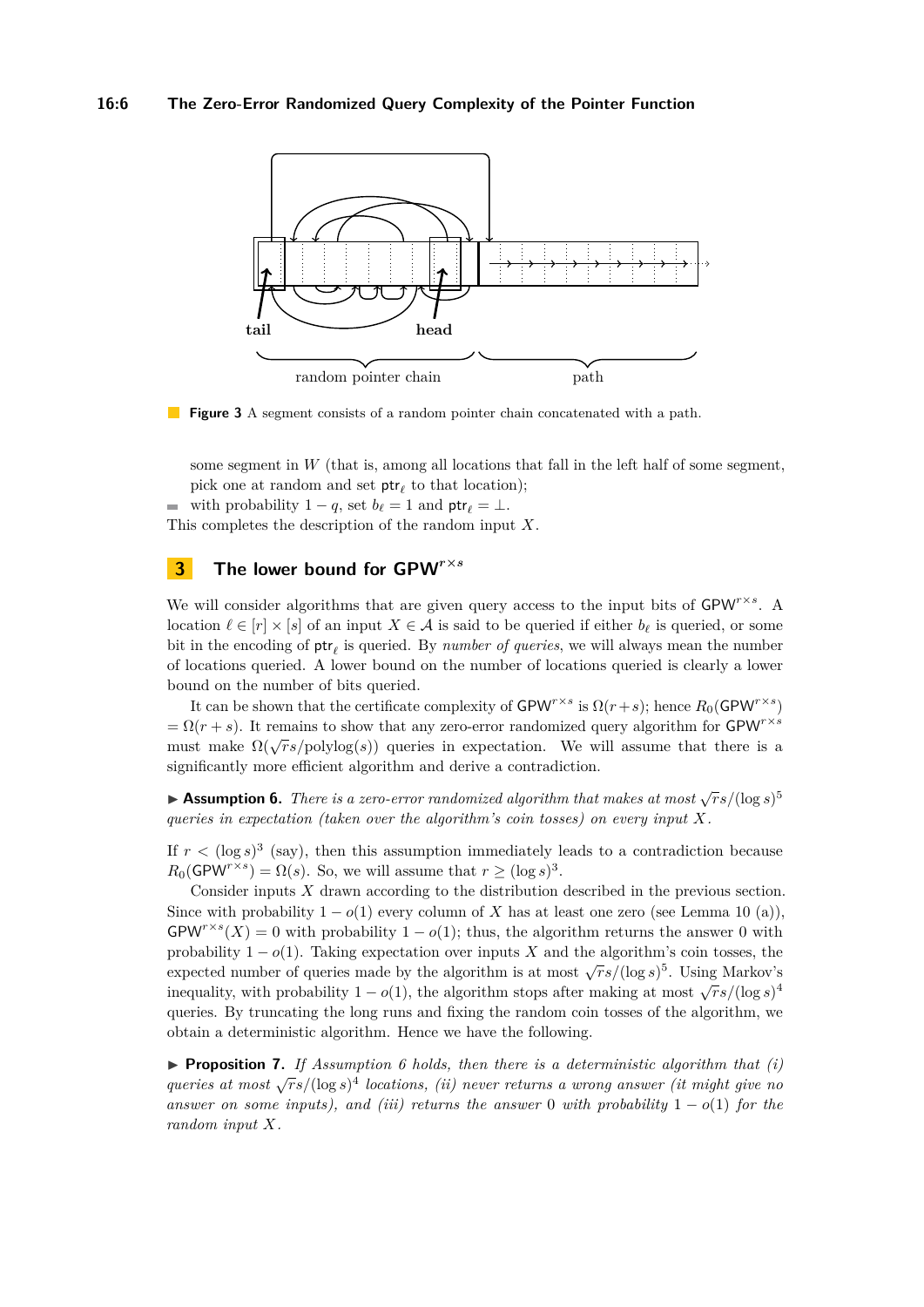**Figure 3** A segment consists of a random pointer chain concatenated with a path.

some segment in $W$ (that is, among all locations that fall in the left half of some segment, pick one at random and set $\mathsf{ptr}_\ell$ to that location);

- with probability $1-q$, set $b_\ell = 1$ and $\mathsf{ptr}_\ell = \perp$.

This completes the description of the random input $X$.

## 3 The lower bound for $\mathsf{GPW}^{r\times s}$

We will consider algorithms that are given query access to the input bits of $\mathsf{GPW}^{r\times s}$. A location $\ell \in [r]\times[s]$ of an input $X \in \mathcal{A}$ is said to be queried if either $b_\ell$ is queried, or some bit in the encoding of $\mathsf{ptr}_\ell$ is queried. By *number of queries*, we will always mean the number of locations queried. A lower bound on the number of locations queried is clearly a lower bound on the number of bits queried.

It can be shown that the certificate complexity of $\mathsf{GPW}^{r\times s}$ is $\Omega(r+s)$; hence $R_0(\mathsf{GPW}^{r\times s}) = \Omega(r+s)$. It remains to show that any zero-error randomized query algorithm for $\mathsf{GPW}^{r\times s}$ must make $\Omega(\sqrt{r}s/\mathrm{polylog}(s))$ queries in expectation. We will assume that there is a significantly more efficient algorithm and derive a contradiction.

▶ **Assumption 6.** *There is a zero-error randomized algorithm that makes at most $\sqrt{r}s/(\log s)^5$ queries in expectation (taken over the algorithm's coin tosses) on every input $X$.*

If $r < (\log s)^3$ (say), then this assumption immediately leads to a contradiction because $R_0(\mathsf{GPW}^{r\times s}) = \Omega(s)$. So, we will assume that $r \geq (\log s)^3$.

Consider inputs $X$ drawn according to the distribution described in the previous section. Since with probability $1-o(1)$ every column of $X$ has at least one zero (see Lemma 10 (a)), $\mathsf{GPW}^{r\times s}(X) = 0$ with probability $1-o(1)$; thus, the algorithm returns the answer 0 with probability $1-o(1)$. Taking expectation over inputs $X$ and the algorithm's coin tosses, the expected number of queries made by the algorithm is at most $\sqrt{r}s/(\log s)^5$. Using Markov's inequality, with probability $1-o(1)$, the algorithm stops after making at most $\sqrt{r}s/(\log s)^4$ queries. By truncating the long runs and fixing the random coin tosses of the algorithm, we obtain a deterministic algorithm. Hence we have the following.

▶ **Proposition 7.** *If Assumption 6 holds, then there is a deterministic algorithm that (i) queries at most $\sqrt{r}s/(\log s)^4$ locations, (ii) never returns a wrong answer (it might give no answer on some inputs), and (iii) returns the answer 0 with probability $1-o(1)$ for the random input $X$.*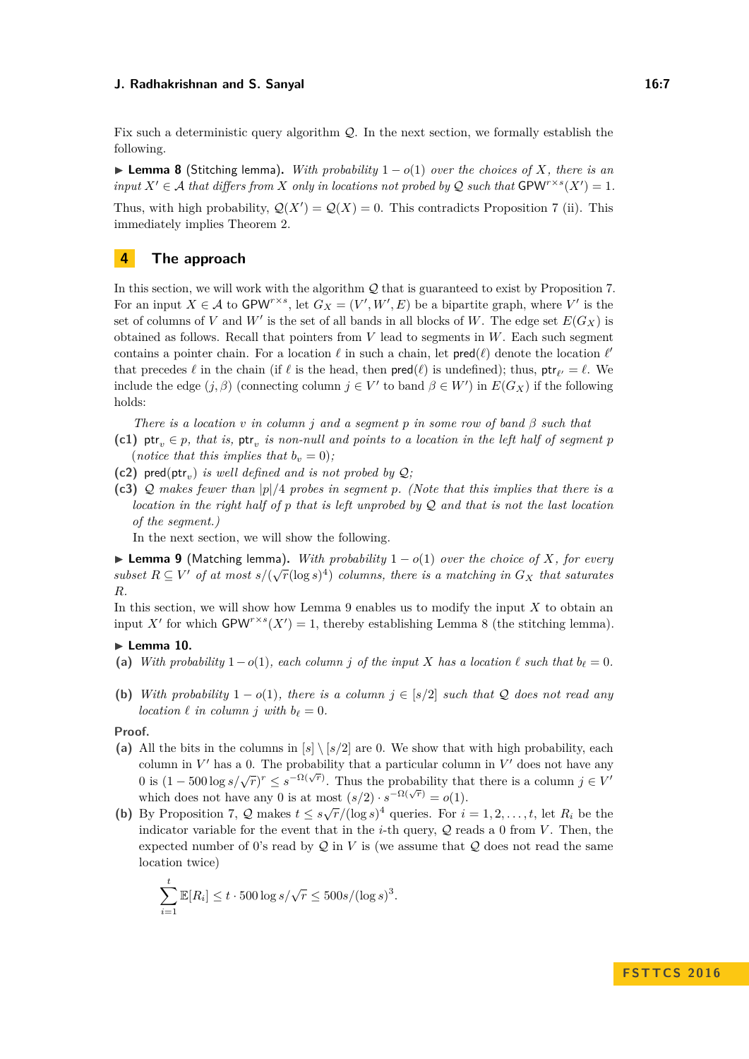Fix such a deterministic query algorithm $\mathcal{Q}$. In the next section, we formally establish the following.

▶ **Lemma 8** (Stitching lemma). *With probability $1 - o(1)$ over the choices of $X$, there is an input $X' \in \mathcal{A}$ that differs from $X$ only in locations not probed by $\mathcal{Q}$ such that $\mathsf{GPW}^{r\times s}(X') = 1$.*

Thus, with high probability, $\mathcal{Q}(X') = \mathcal{Q}(X) = 0$. This contradicts Proposition 7 (ii). This immediately implies Theorem 2.

## 4 The approach

In this section, we will work with the algorithm $\mathcal{Q}$ that is guaranteed to exist by Proposition 7. For an input $X \in \mathcal{A}$ to $\mathsf{GPW}^{r\times s}$, let $G_X = (V', W', E)$ be a bipartite graph, where $V'$ is the set of columns of $V$ and $W'$ is the set of all bands in all blocks of $W$. The edge set $E(G_X)$ is obtained as follows. Recall that pointers from $V$ lead to segments in $W$. Each such segment contains a pointer chain. For a location $\ell$ in such a chain, let $\mathsf{pred}(\ell)$ denote the location $\ell'$ that precedes $\ell$ in the chain (if $\ell$ is the head, then $\mathsf{pred}(\ell)$ is undefined); thus, $\mathsf{ptr}_{\ell'} = \ell$. We include the edge $(j, \beta)$ (connecting column $j \in V'$ to band $\beta \in W'$) in $E(G_X)$ if the following holds:

*There is a location $v$ in column $j$ and a segment $p$ in some row of band $\beta$ such that*

**(c1)** *$\mathsf{ptr}_v \in p$, that is, $\mathsf{ptr}_v$ is non-null and points to a location in the left half of segment $p$ (notice that this implies that $b_v = 0$);*

**(c2)** *$\mathsf{pred}(\mathsf{ptr}_v)$ is well defined and is not probed by $\mathcal{Q}$;*

**(c3)** *$\mathcal{Q}$ makes fewer than $|p|/4$ probes in segment $p$. (Note that this implies that there is a location in the right half of $p$ that is left unprobed by $\mathcal{Q}$ and that is not the last location of the segment.)*

In the next section, we will show the following.

▶ **Lemma 9** (Matching lemma). *With probability $1 - o(1)$ over the choice of $X$, for every subset $R \subseteq V'$ of at most $s/(\sqrt{r}(\log s)^4)$ columns, there is a matching in $G_X$ that saturates $R$.*

In this section, we will show how Lemma 9 enables us to modify the input $X$ to obtain an input $X'$ for which $\mathsf{GPW}^{r\times s}(X') = 1$, thereby establishing Lemma 8 (the stitching lemma).

▶ **Lemma 10.**

**(a)** *With probability $1 - o(1)$, each column $j$ of the input $X$ has a location $\ell$ such that $b_\ell = 0$.*

**(b)** *With probability $1 - o(1)$, there is a column $j \in [s/2]$ such that $\mathcal{Q}$ does not read any location $\ell$ in column $j$ with $b_\ell = 0$.*

**Proof.**

**(a)** All the bits in the columns in $[s] \setminus [s/2]$ are 0. We show that with high probability, each column in $V'$ has a 0. The probability that a particular column in $V'$ does not have any 0 is $(1 - 500 \log s/\sqrt{r})^r \le s^{-\Omega(\sqrt{r})}$. Thus the probability that there is a column $j \in V'$ which does not have any 0 is at most $(s/2) \cdot s^{-\Omega(\sqrt{r})} = o(1)$.

**(b)** By Proposition 7, $\mathcal{Q}$ makes $t \le s\sqrt{r}/(\log s)^4$ queries. For $i = 1, 2, \ldots, t$, let $R_i$ be the indicator variable for the event that in the $i$-th query, $\mathcal{Q}$ reads a 0 from $V$. Then, the expected number of 0's read by $\mathcal{Q}$ in $V$ is (we assume that $\mathcal{Q}$ does not read the same location twice)

$$\sum_{i=1}^{t} \mathbb{E}[R_i] \le t \cdot 500 \log s/\sqrt{r} \le 500s/(\log s)^3.$$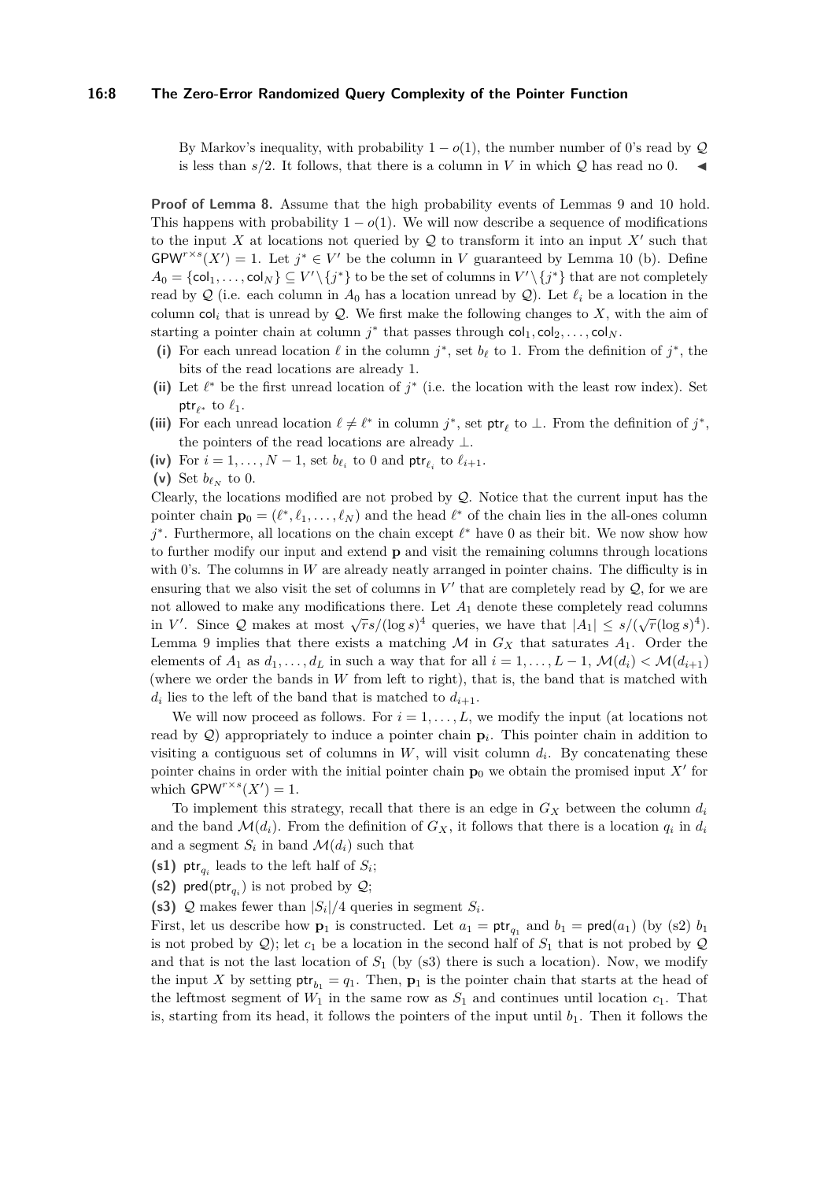By Markov's inequality, with probability $1 - o(1)$, the number number of 0's read by $\mathcal{Q}$ is less than $s/2$. It follows, that there is a column in $V$ in which $\mathcal{Q}$ has read no 0. ◀

**Proof of Lemma 8.** Assume that the high probability events of Lemmas 9 and 10 hold. This happens with probability $1 - o(1)$. We will now describe a sequence of modifications to the input $X$ at locations not queried by $\mathcal{Q}$ to transform it into an input $X'$ such that $\mathsf{GPW}^{r \times s}(X') = 1$. Let $j^* \in V'$ be the column in $V$ guaranteed by Lemma 10 (b). Define $A_0 = \{\mathsf{col}_1, \dots, \mathsf{col}_N\} \subseteq V' \setminus \{j^*\}$ to be the set of columns in $V' \setminus \{j^*\}$ that are not completely read by $\mathcal{Q}$ (i.e. each column in $A_0$ has a location unread by $\mathcal{Q}$). Let $\ell_i$ be a location in the column $\mathsf{col}_i$ that is unread by $\mathcal{Q}$. We first make the following changes to $X$, with the aim of starting a pointer chain at column $j^*$ that passes through $\mathsf{col}_1, \mathsf{col}_2, \dots, \mathsf{col}_N$.

**(i)** For each unread location $\ell$ in the column $j^*$, set $b_\ell$ to 1. From the definition of $j^*$, the bits of the read locations are already 1.

**(ii)** Let $\ell^*$ be the first unread location of $j^*$ (i.e. the location with the least row index). Set $\mathsf{ptr}_{\ell^*}$ to $\ell_1$.

**(iii)** For each unread location $\ell \neq \ell^*$ in column $j^*$, set $\mathsf{ptr}_\ell$ to $\perp$. From the definition of $j^*$, the pointers of the read locations are already $\perp$.

**(iv)** For $i = 1, \dots, N-1$, set $b_{\ell_i}$ to 0 and $\mathsf{ptr}_{\ell_i}$ to $\ell_{i+1}$.

**(v)** Set $b_{\ell_N}$ to 0.

Clearly, the locations modified are not probed by $\mathcal{Q}$. Notice that the current input has the pointer chain $\mathbf{p}_0 = (\ell^*, \ell_1, \dots, \ell_N)$ and the head $\ell^*$ of the chain lies in the all-ones column $j^*$. Furthermore, all locations on the chain except $\ell^*$ have 0 as their bit. We now show how to further modify our input and extend $\mathbf{p}$ and visit the remaining columns through locations with 0's. The columns in $W$ are already neatly arranged in pointer chains. The difficulty is in ensuring that we also visit the set of columns in $V'$ that are completely read by $\mathcal{Q}$, for we are not allowed to make any modifications there. Let $A_1$ denote these completely read columns in $V'$. Since $\mathcal{Q}$ makes at most $\sqrt{r}s/(\log s)^4$ queries, we have that $|A_1| \leq s/(\sqrt{r}(\log s)^4)$. Lemma 9 implies that there exists a matching $\mathcal{M}$ in $G_X$ that saturates $A_1$. Order the elements of $A_1$ as $d_1, \dots, d_L$ in such a way that for all $i = 1, \dots, L-1$, $\mathcal{M}(d_i) < \mathcal{M}(d_{i+1})$ (where we order the bands in $W$ from left to right), that is, the band that is matched with $d_i$ lies to the left of the band that is matched to $d_{i+1}$.

We will now proceed as follows. For $i = 1, \dots, L$, we modify the input (at locations not read by $\mathcal{Q}$) appropriately to induce a pointer chain $\mathbf{p}_i$. This pointer chain in addition to visiting a contiguous set of columns in $W$, will visit column $d_i$. By concatenating these pointer chains in order with the initial pointer chain $\mathbf{p}_0$ we obtain the promised input $X'$ for which $\mathsf{GPW}^{r \times s}(X') = 1$.

To implement this strategy, recall that there is an edge in $G_X$ between the column $d_i$ and the band $\mathcal{M}(d_i)$. From the definition of $G_X$, it follows that there is a location $q_i$ in $d_i$ and a segment $S_i$ in band $\mathcal{M}(d_i)$ such that

**(s1)** $\mathsf{ptr}_{q_i}$ leads to the left half of $S_i$;

**(s2)** $\mathsf{pred}(\mathsf{ptr}_{q_i})$ is not probed by $\mathcal{Q}$;

**(s3)** $\mathcal{Q}$ makes fewer than $|S_i|/4$ queries in segment $S_i$.

First, let us describe how $\mathbf{p}_1$ is constructed. Let $a_1 = \mathsf{ptr}_{q_1}$ and $b_1 = \mathsf{pred}(a_1)$ (by (s2) $b_1$ is not probed by $\mathcal{Q}$); let $c_1$ be a location in the second half of $S_1$ that is not probed by $\mathcal{Q}$ and that is not the last location of $S_1$ (by (s3) there is such a location). Now, we modify the input $X$ by setting $\mathsf{ptr}_{b_1} = q_1$. Then, $\mathbf{p}_1$ is the pointer chain that starts at the head of the leftmost segment of $W_1$ in the same row as $S_1$ and continues until location $c_1$. That is, starting from its head, it follows the pointers of the input until $b_1$. Then it follows the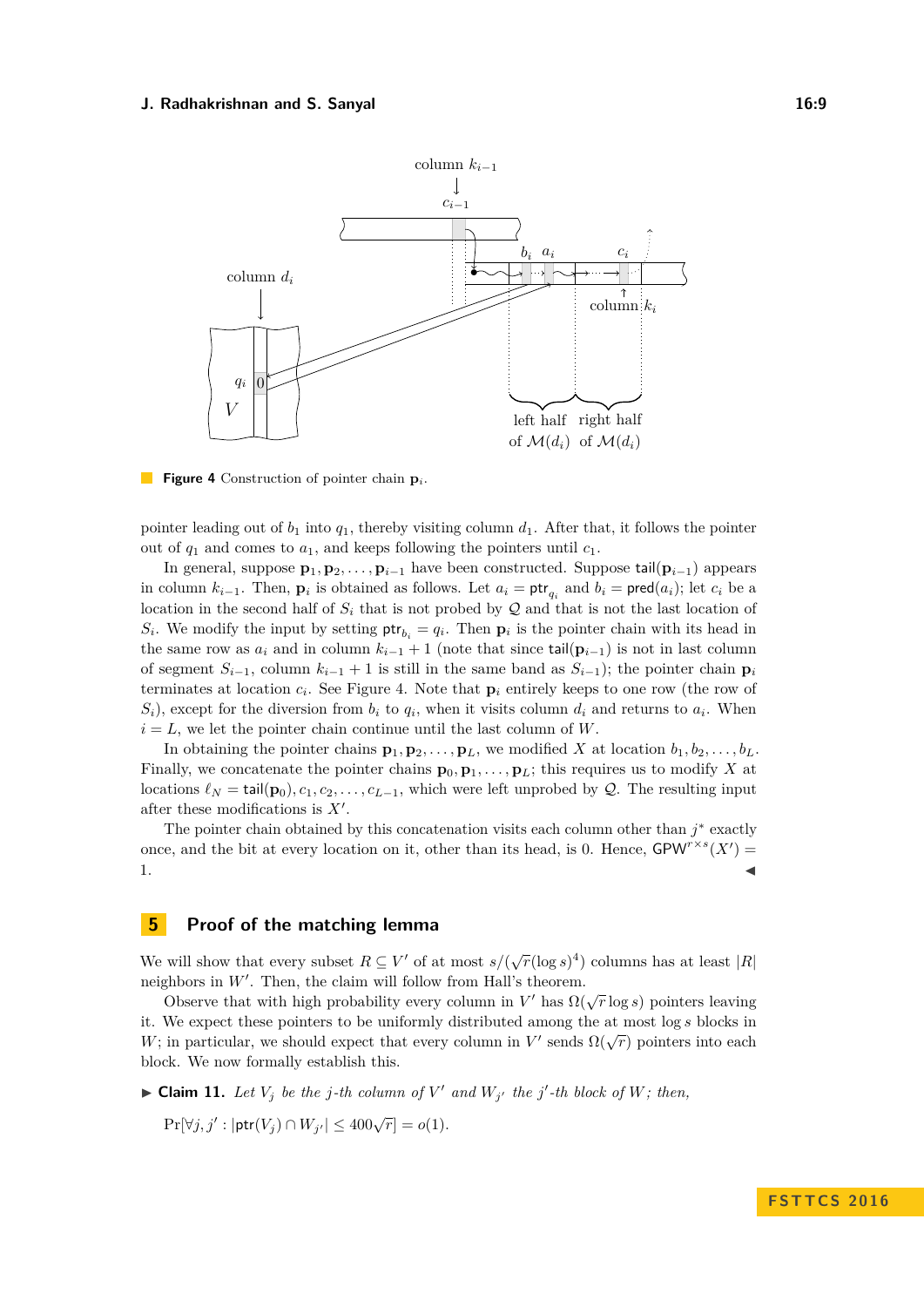**Figure 4** Construction of pointer chain $\mathbf{p}_i$.

pointer leading out of $b_1$ into $q_1$, thereby visiting column $d_1$. After that, it follows the pointer out of $q_1$ and comes to $a_1$, and keeps following the pointers until $c_1$.

In general, suppose $\mathbf{p}_1, \mathbf{p}_2, \ldots, \mathbf{p}_{i-1}$ have been constructed. Suppose $\mathsf{tail}(\mathbf{p}_{i-1})$ appears in column $k_{i-1}$. Then, $\mathbf{p}_i$ is obtained as follows. Let $a_i = \mathsf{ptr}_{q_i}$ and $b_i = \mathsf{pred}(a_i)$; let $c_i$ be a location in the second half of $S_i$ that is not probed by $\mathcal{Q}$ and that is not the last location of $S_i$. We modify the input by setting $\mathsf{ptr}_{b_i} = q_i$. Then $\mathbf{p}_i$ is the pointer chain with its head in the same row as $a_i$ and in column $k_{i-1}+1$ (note that since $\mathsf{tail}(\mathbf{p}_{i-1})$ is not in last column of segment $S_{i-1}$, column $k_{i-1}+1$ is still in the same band as $S_{i-1}$); the pointer chain $\mathbf{p}_i$ terminates at location $c_i$. See Figure 4. Note that $\mathbf{p}_i$ entirely keeps to one row (the row of $S_i$), except for the diversion from $b_i$ to $q_i$, when it visits column $d_i$ and returns to $a_i$. When $i = L$, we let the pointer chain continue until the last column of $W$.

In obtaining the pointer chains $\mathbf{p}_1, \mathbf{p}_2, \ldots, \mathbf{p}_L$, we modified $X$ at location $b_1, b_2, \ldots, b_L$. Finally, we concatenate the pointer chains $\mathbf{p}_0, \mathbf{p}_1, \ldots, \mathbf{p}_L$; this requires us to modify $X$ at locations $\ell_N = \mathsf{tail}(\mathbf{p}_0), c_1, c_2, \ldots, c_{L-1}$, which were left unprobed by $\mathcal{Q}$. The resulting input after these modifications is $X'$.

The pointer chain obtained by this concatenation visits each column other than $j^*$ exactly once, and the bit at every location on it, other than its head, is 0. Hence, $\mathsf{GPW}^{r\times s}(X') = 1$. ◀

## 5 Proof of the matching lemma

We will show that every subset $R \subseteq V'$ of at most $s/(\sqrt{r}(\log s)^4)$ columns has at least $|R|$ neighbors in $W'$. Then, the claim will follow from Hall's theorem.

Observe that with high probability every column in $V'$ has $\Omega(\sqrt{r}\log s)$ pointers leaving it. We expect these pointers to be uniformly distributed among the at most $\log s$ blocks in $W$; in particular, we should expect that every column in $V'$ sends $\Omega(\sqrt{r})$ pointers into each block. We now formally establish this.

▶ **Claim 11.** *Let $V_j$ be the $j$-th column of $V'$ and $W_{j'}$ the $j'$-th block of $W$; then,*

$$\Pr[\forall j, j' : |\mathsf{ptr}(V_j) \cap W_{j'}| \le 400\sqrt{r}] = o(1).$$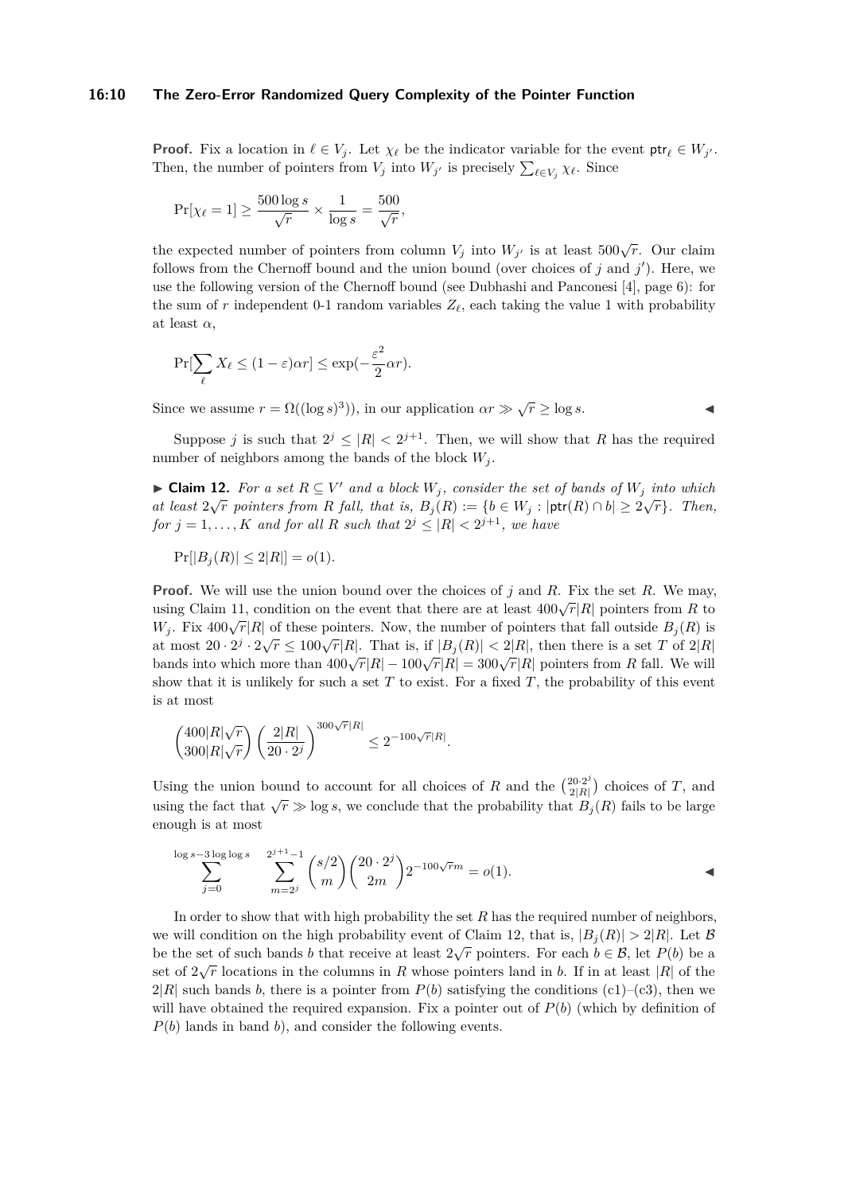**Proof.** Fix a location in $\ell \in V_j$. Let $\chi_\ell$ be the indicator variable for the event $\mathsf{ptr}_\ell \in W_{j'}$. Then, the number of pointers from $V_j$ into $W_{j'}$ is precisely $\sum_{\ell \in V_j} \chi_\ell$. Since

$$\Pr[\chi_\ell = 1] \geq \frac{500 \log s}{\sqrt{r}} \times \frac{1}{\log s} = \frac{500}{\sqrt{r}},$$

the expected number of pointers from column $V_j$ into $W_{j'}$ is at least $500\sqrt{r}$. Our claim follows from the Chernoff bound and the union bound (over choices of $j$ and $j'$). Here, we use the following version of the Chernoff bound (see Dubhashi and Panconesi [4], page 6): for the sum of $r$ independent 0-1 random variables $Z_\ell$, each taking the value 1 with probability at least $\alpha$,

$$\Pr[\sum_\ell X_\ell \leq (1-\varepsilon)\alpha r] \leq \exp(-\frac{\varepsilon^2}{2}\alpha r).$$

Since we assume $r = \Omega((\log s)^3))$, in our application $\alpha r \gg \sqrt{r} \geq \log s$. ◀

Suppose $j$ is such that $2^j \leq |R| < 2^{j+1}$. Then, we will show that $R$ has the required number of neighbors among the bands of the block $W_j$.

▶ **Claim 12.** *For a set $R \subseteq V'$ and a block $W_j$, consider the set of bands of $W_j$ into which at least $2\sqrt{r}$ pointers from $R$ fall, that is, $B_j(R) := \{b \in W_j : |\mathsf{ptr}(R) \cap b| \geq 2\sqrt{r}\}$. Then, for $j = 1, \ldots, K$ and for all $R$ such that $2^j \leq |R| < 2^{j+1}$, we have*

$$\Pr[|B_j(R)| \leq 2|R|] = o(1).$$

**Proof.** We will use the union bound over the choices of $j$ and $R$. Fix the set $R$. We may, using Claim 11, condition on the event that there are at least $400\sqrt{r}|R|$ pointers from $R$ to $W_j$. Fix $400\sqrt{r}|R|$ of these pointers. Now, the number of pointers that fall outside $B_j(R)$ is at most $20 \cdot 2^j \cdot 2\sqrt{r} \leq 100\sqrt{r}|R|$. That is, if $|B_j(R)| < 2|R|$, then there is a set $T$ of $2|R|$ bands into which more than $400\sqrt{r}|R| - 100\sqrt{r}|R| = 300\sqrt{r}|R|$ pointers from $R$ fall. We will show that it is unlikely for such a set $T$ to exist. For a fixed $T$, the probability of this event is at most

$$\binom{400|R|\sqrt{r}}{300|R|\sqrt{r}} \left(\frac{2|R|}{20 \cdot 2^j}\right)^{300\sqrt{r}|R|} \leq 2^{-100\sqrt{r}|R|}.$$

Using the union bound to account for all choices of $R$ and the $\binom{20\cdot 2^j}{2|R|}$ choices of $T$, and using the fact that $\sqrt{r} \gg \log s$, we conclude that the probability that $B_j(R)$ fails to be large enough is at most

$$\sum_{j=0}^{\log s - 3\log\log s} \quad \sum_{m=2^j}^{2^{j+1}-1} \binom{s/2}{m}\binom{20\cdot 2^j}{2m} 2^{-100\sqrt{r}m} = o(1).$$ ◀

In order to show that with high probability the set $R$ has the required number of neighbors, we will condition on the high probability event of Claim 12, that is, $|B_j(R)| > 2|R|$. Let $\mathcal{B}$ be the set of such bands $b$ that receive at least $2\sqrt{r}$ pointers. For each $b \in \mathcal{B}$, let $P(b)$ be a set of $2\sqrt{r}$ locations in the columns in $R$ whose pointers land in $b$. If in at least $|R|$ of the $2|R|$ such bands $b$, there is a pointer from $P(b)$ satisfying the conditions (c1)–(c3), then we will have obtained the required expansion. Fix a pointer out of $P(b)$ (which by definition of $P(b)$ lands in band $b$), and consider the following events.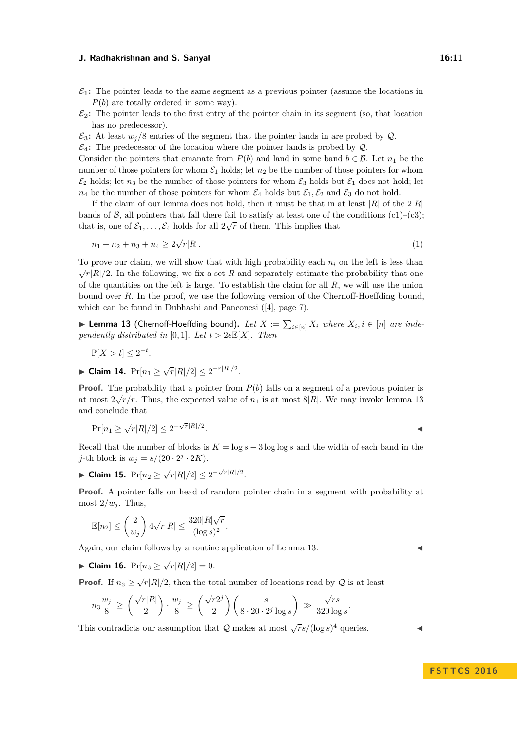$\mathcal{E}_1$**:** The pointer leads to the same segment as a previous pointer (assume the locations in $P(b)$ are totally ordered in some way).

$\mathcal{E}_2$**:** The pointer leads to the first entry of the pointer chain in its segment (so, that location has no predecessor).

$\mathcal{E}_3$**:** At least $w_j/8$ entries of the segment that the pointer lands in are probed by $\mathcal{Q}$.

$\mathcal{E}_4$**:** The predecessor of the location where the pointer lands is probed by $\mathcal{Q}$.

Consider the pointers that emanate from $P(b)$ and land in some band $b \in \mathcal{B}$. Let $n_1$ be the number of those pointers for whom $\mathcal{E}_1$ holds; let $n_2$ be the number of those pointers for whom $\mathcal{E}_2$ holds; let $n_3$ be the number of those pointers for whom $\mathcal{E}_3$ holds but $\mathcal{E}_1$ does not hold; let $n_4$ be the number of those pointers for whom $\mathcal{E}_4$ holds but $\mathcal{E}_1, \mathcal{E}_2$ and $\mathcal{E}_3$ do not hold.

If the claim of our lemma does not hold, then it must be that in at least $|R|$ of the $2|R|$ bands of $\mathcal{B}$, all pointers that fall there fail to satisfy at least one of the conditions (c1)–(c3); that is, one of $\mathcal{E}_1, \ldots, \mathcal{E}_4$ holds for all $2\sqrt{r}$ of them. This implies that

$$n_1 + n_2 + n_3 + n_4 \geq 2\sqrt{r}|R|. \tag{1}$$

To prove our claim, we will show that with high probability each $n_i$ on the left is less than $\sqrt{r}|R|/2$. In the following, we fix a set $R$ and separately estimate the probability that one of the quantities on the left is large. To establish the claim for all $R$, we will use the union bound over $R$. In the proof, we use the following version of the Chernoff-Hoeffding bound, which can be found in Dubhashi and Panconesi ([4], page 7).

▶ **Lemma 13** (Chernoff-Hoeffding bound)**.** *Let $X := \sum_{i\in[n]} X_i$ where $X_i, i \in [n]$ are independently distributed in $[0,1]$. Let $t > 2e\mathbb{E}[X]$. Then*

$$\mathbb{P}[X > t] \leq 2^{-t}.$$

▶ **Claim 14.** $\Pr[n_1 \geq \sqrt{r}|R|/2] \leq 2^{-r|R|/2}$.

**Proof.** The probability that a pointer from $P(b)$ falls on a segment of a previous pointer is at most $2\sqrt{r}/r$. Thus, the expected value of $n_1$ is at most $8|R|$. We may invoke lemma 13 and conclude that

$$\Pr[n_1 \geq \sqrt{r}|R|/2] \leq 2^{-\sqrt{r}|R|/2}.$$ ◀

Recall that the number of blocks is $K = \log s - 3\log\log s$ and the width of each band in the $j$-th block is $w_j = s/(20 \cdot 2^j \cdot 2K)$.

▶ **Claim 15.** $\Pr[n_2 \geq \sqrt{r}|R|/2] \leq 2^{-\sqrt{r}|R|/2}$.

**Proof.** A pointer falls on head of random pointer chain in a segment with probability at most $2/w_j$. Thus,

$$\mathbb{E}[n_2] \leq \left(\frac{2}{w_j}\right) 4\sqrt{r}|R| \leq \frac{320|R|\sqrt{r}}{(\log s)^2}.$$

Again, our claim follows by a routine application of Lemma 13. ◀

▶ **Claim 16.** $\Pr[n_3 \geq \sqrt{r}|R|/2] = 0$.

**Proof.** If $n_3 \geq \sqrt{r}|R|/2$, then the total number of locations read by $\mathcal{Q}$ is at least

$$n_3 \frac{w_j}{8} \geq \left(\frac{\sqrt{r}|R|}{2}\right) \cdot \frac{w_j}{8} \geq \left(\frac{\sqrt{r}2^j}{2}\right)\left(\frac{s}{8 \cdot 20 \cdot 2^j \log s}\right) \gg \frac{\sqrt{r}s}{320 \log s}.$$

This contradicts our assumption that $\mathcal{Q}$ makes at most $\sqrt{r}s/(\log s)^4$ queries. ◀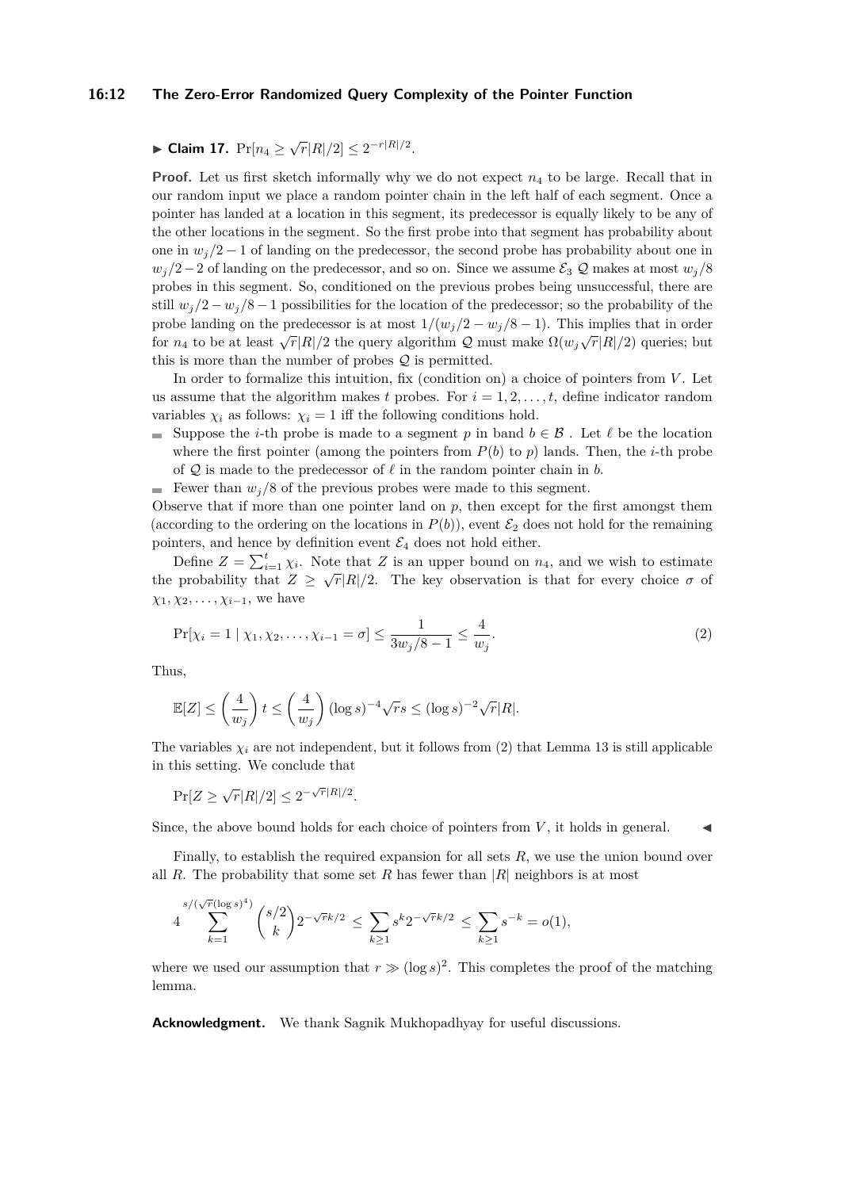▶ **Claim 17.** $\Pr[n_4 \geq \sqrt{r}|R|/2] \leq 2^{-r|R|/2}$.

**Proof.** Let us first sketch informally why we do not expect $n_4$ to be large. Recall that in our random input we place a random pointer chain in the left half of each segment. Once a pointer has landed at a location in this segment, its predecessor is equally likely to be any of the other locations in the segment. So the first probe into that segment has probability about one in $w_j/2-1$ of landing on the predecessor, the second probe has probability about one in $w_j/2-2$ of landing on the predecessor, and so on. Since we assume $\mathcal{E}_3$ $\mathcal{Q}$ makes at most $w_j/8$ probes in this segment. So, conditioned on the previous probes being unsuccessful, there are still $w_j/2 - w_j/8 - 1$ possibilities for the location of the predecessor; so the probability of the probe landing on the predecessor is at most $1/(w_j/2 - w_j/8 - 1)$. This implies that in order for $n_4$ to be at least $\sqrt{r}|R|/2$ the query algorithm $\mathcal{Q}$ must make $\Omega(w_j\sqrt{r}|R|/2)$ queries; but this is more than the number of probes $\mathcal{Q}$ is permitted.

In order to formalize this intuition, fix (condition on) a choice of pointers from $V$. Let us assume that the algorithm makes $t$ probes. For $i = 1, 2, \ldots, t$, define indicator random variables $\chi_i$ as follows: $\chi_i = 1$ iff the following conditions hold.

- Suppose the $i$-th probe is made to a segment $p$ in band $b \in \mathcal{B}$ . Let $\ell$ be the location where the first pointer (among the pointers from $P(b)$ to $p$) lands. Then, the $i$-th probe of $\mathcal{Q}$ is made to the predecessor of $\ell$ in the random pointer chain in $b$.
- Fewer than $w_j/8$ of the previous probes were made to this segment.

Observe that if more than one pointer land on $p$, then except for the first amongst them (according to the ordering on the locations in $P(b)$), event $\mathcal{E}_2$ does not hold for the remaining pointers, and hence by definition event $\mathcal{E}_4$ does not hold either.

Define $Z = \sum_{i=1}^{t} \chi_i$. Note that $Z$ is an upper bound on $n_4$, and we wish to estimate the probability that $Z \geq \sqrt{r}|R|/2$. The key observation is that for every choice $\sigma$ of $\chi_1, \chi_2, \ldots, \chi_{i-1}$, we have

$$\Pr[\chi_i = 1 \mid \chi_1, \chi_2, \ldots, \chi_{i-1} = \sigma] \leq \frac{1}{3w_j/8 - 1} \leq \frac{4}{w_j}. \tag{2}$$

Thus,

$$\mathbb{E}[Z] \leq \left(\frac{4}{w_j}\right) t \leq \left(\frac{4}{w_j}\right) (\log s)^{-4}\sqrt{r}s \leq (\log s)^{-2}\sqrt{r}|R|.$$

The variables $\chi_i$ are not independent, but it follows from (2) that Lemma 13 is still applicable in this setting. We conclude that

$$\Pr[Z \geq \sqrt{r}|R|/2] \leq 2^{-\sqrt{r}|R|/2}.$$

Since, the above bound holds for each choice of pointers from $V$, it holds in general. ◀

Finally, to establish the required expansion for all sets $R$, we use the union bound over all $R$. The probability that some set $R$ has fewer than $|R|$ neighbors is at most

$$4\sum_{k=1}^{s/(\sqrt{r}(\log s)^4)} \binom{s/2}{k} 2^{-\sqrt{r}k/2} \leq \sum_{k\geq 1} s^k 2^{-\sqrt{r}k/2} \leq \sum_{k\geq 1} s^{-k} = o(1),$$

where we used our assumption that $r \gg (\log s)^2$. This completes the proof of the matching lemma.

**Acknowledgment.** We thank Sagnik Mukhopadhyay for useful discussions.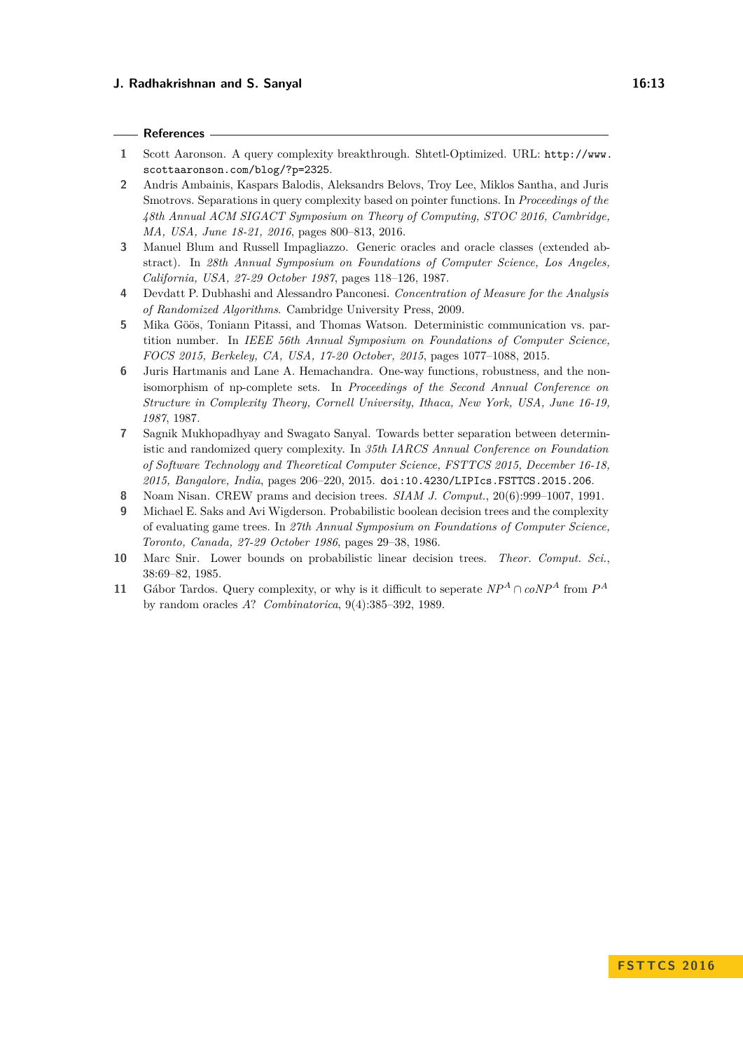## References

1. Scott Aaronson. A query complexity breakthrough. Shtetl-Optimized. URL: `http://www.scottaaronson.com/blog/?p=2325`.
2. Andris Ambainis, Kaspars Balodis, Aleksandrs Belovs, Troy Lee, Miklos Santha, and Juris Smotrovs. Separations in query complexity based on pointer functions. In *Proceedings of the 48th Annual ACM SIGACT Symposium on Theory of Computing, STOC 2016, Cambridge, MA, USA, June 18-21, 2016*, pages 800–813, 2016.
3. Manuel Blum and Russell Impagliazzo. Generic oracles and oracle classes (extended abstract). In *28th Annual Symposium on Foundations of Computer Science, Los Angeles, California, USA, 27-29 October 1987*, pages 118–126, 1987.
4. Devdatt P. Dubhashi and Alessandro Panconesi. *Concentration of Measure for the Analysis of Randomized Algorithms*. Cambridge University Press, 2009.
5. Mika Göös, Toniann Pitassi, and Thomas Watson. Deterministic communication vs. partition number. In *IEEE 56th Annual Symposium on Foundations of Computer Science, FOCS 2015, Berkeley, CA, USA, 17-20 October, 2015*, pages 1077–1088, 2015.
6. Juris Hartmanis and Lane A. Hemachandra. One-way functions, robustness, and the non-isomorphism of np-complete sets. In *Proceedings of the Second Annual Conference on Structure in Complexity Theory, Cornell University, Ithaca, New York, USA, June 16-19, 1987*, 1987.
7. Sagnik Mukhopadhyay and Swagato Sanyal. Towards better separation between deterministic and randomized query complexity. In *35th IARCS Annual Conference on Foundation of Software Technology and Theoretical Computer Science, FSTTCS 2015, December 16-18, 2015, Bangalore, India*, pages 206–220, 2015. `doi:10.4230/LIPIcs.FSTTCS.2015.206`.
8. Noam Nisan. CREW prams and decision trees. *SIAM J. Comput.*, 20(6):999–1007, 1991.
9. Michael E. Saks and Avi Wigderson. Probabilistic boolean decision trees and the complexity of evaluating game trees. In *27th Annual Symposium on Foundations of Computer Science, Toronto, Canada, 27-29 October 1986*, pages 29–38, 1986.
10. Marc Snir. Lower bounds on probabilistic linear decision trees. *Theor. Comput. Sci.*, 38:69–82, 1985.
11. Gábor Tardos. Query complexity, or why is it difficult to seperate $NP^A \cap coNP^A$ from $P^A$ by random oracles $A$? *Combinatorica*, 9(4):385–392, 1989.